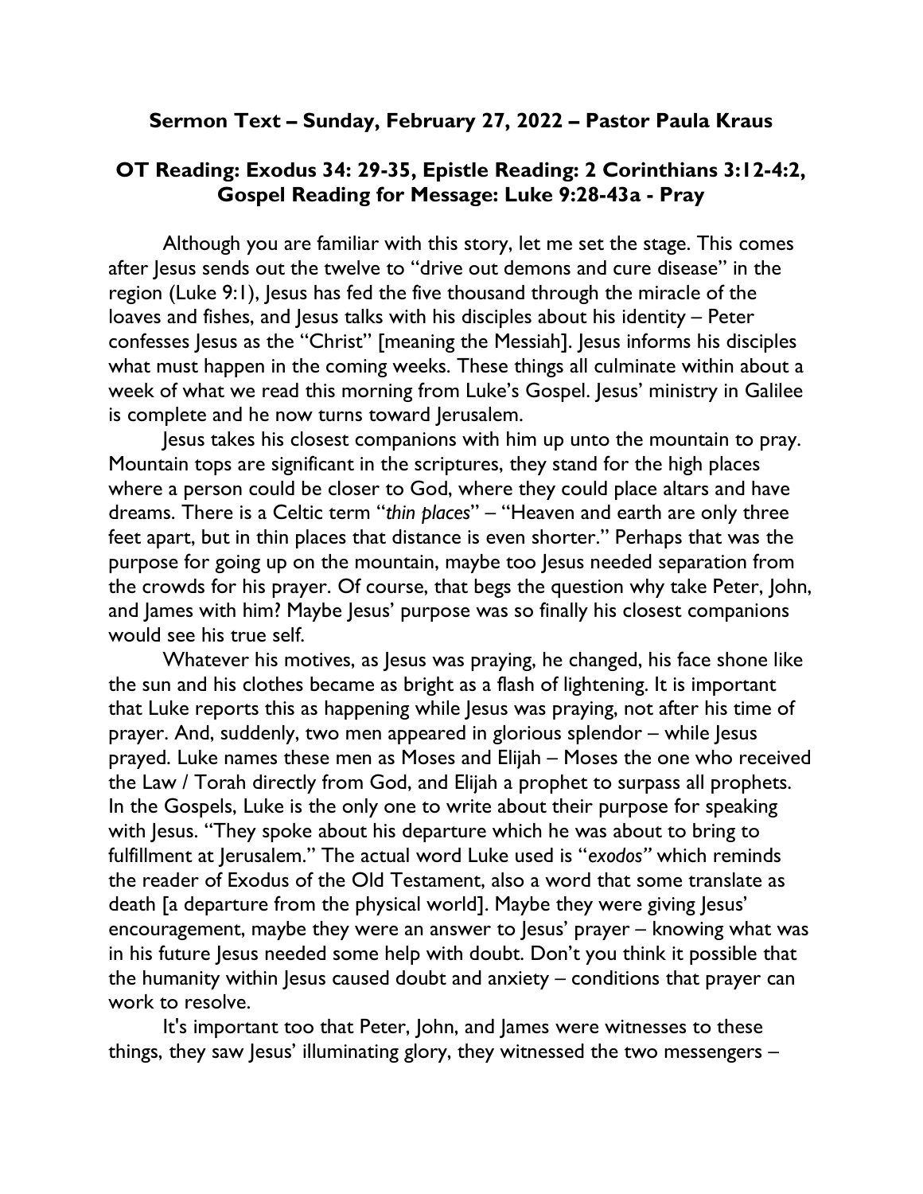**Sermon Text – Sunday, February 27, 2022 – Pastor Paula Kraus**

**OT Reading: Exodus 34: 29-35, Epistle Reading: 2 Corinthians 3:12-4:2, Gospel Reading for Message: Luke 9:28-43a - Pray**

Although you are familiar with this story, let me set the stage. This comes after Jesus sends out the twelve to "drive out demons and cure disease" in the region (Luke 9:1), Jesus has fed the five thousand through the miracle of the loaves and fishes, and Jesus talks with his disciples about his identity – Peter confesses Jesus as the "Christ" [meaning the Messiah]. Jesus informs his disciples what must happen in the coming weeks. These things all culminate within about a week of what we read this morning from Luke's Gospel. Jesus' ministry in Galilee is complete and he now turns toward Jerusalem.

Jesus takes his closest companions with him up unto the mountain to pray. Mountain tops are significant in the scriptures, they stand for the high places where a person could be closer to God, where they could place altars and have dreams. There is a Celtic term "*thin places*" – "Heaven and earth are only three feet apart, but in thin places that distance is even shorter." Perhaps that was the purpose for going up on the mountain, maybe too Jesus needed separation from the crowds for his prayer. Of course, that begs the question why take Peter, John, and James with him? Maybe Jesus' purpose was so finally his closest companions would see his true self.

Whatever his motives, as Jesus was praying, he changed, his face shone like the sun and his clothes became as bright as a flash of lightening. It is important that Luke reports this as happening while Jesus was praying, not after his time of prayer. And, suddenly, two men appeared in glorious splendor – while Jesus prayed. Luke names these men as Moses and Elijah – Moses the one who received the Law / Torah directly from God, and Elijah a prophet to surpass all prophets. In the Gospels, Luke is the only one to write about their purpose for speaking with Jesus. "They spoke about his departure which he was about to bring to fulfillment at Jerusalem." The actual word Luke used is "*exodos"* which reminds the reader of Exodus of the Old Testament, also a word that some translate as death [a departure from the physical world]. Maybe they were giving Jesus' encouragement, maybe they were an answer to Jesus' prayer – knowing what was in his future Jesus needed some help with doubt. Don't you think it possible that the humanity within Jesus caused doubt and anxiety – conditions that prayer can work to resolve.

It's important too that Peter, John, and James were witnesses to these things, they saw Jesus' illuminating glory, they witnessed the two messengers –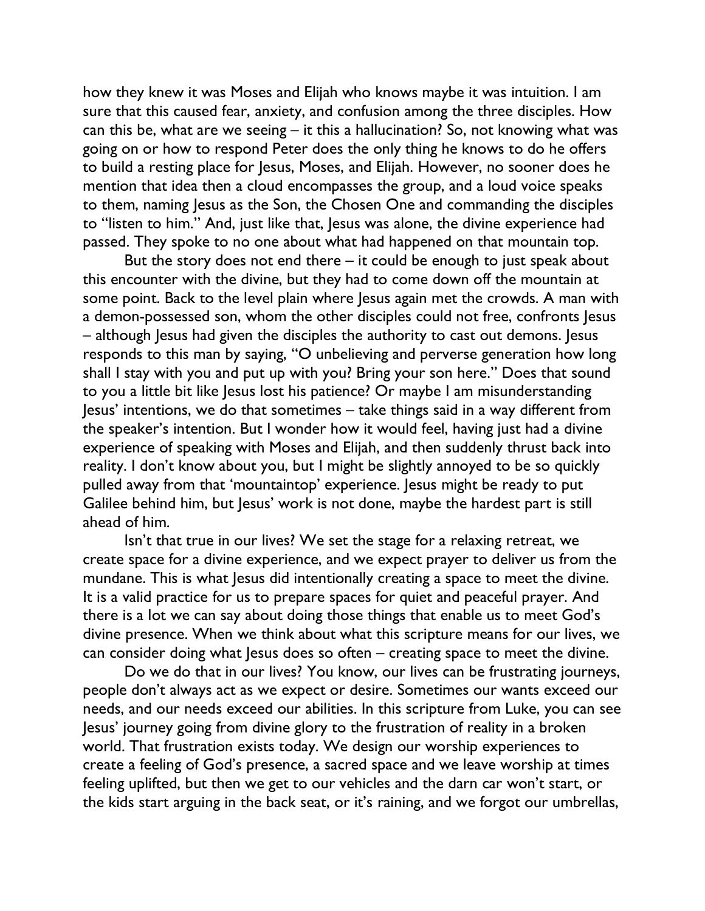how they knew it was Moses and Elijah who knows maybe it was intuition. I am sure that this caused fear, anxiety, and confusion among the three disciples. How can this be, what are we seeing – it this a hallucination? So, not knowing what was going on or how to respond Peter does the only thing he knows to do he offers to build a resting place for Jesus, Moses, and Elijah. However, no sooner does he mention that idea then a cloud encompasses the group, and a loud voice speaks to them, naming Jesus as the Son, the Chosen One and commanding the disciples to "listen to him." And, just like that, Jesus was alone, the divine experience had passed. They spoke to no one about what had happened on that mountain top.

But the story does not end there – it could be enough to just speak about this encounter with the divine, but they had to come down off the mountain at some point. Back to the level plain where Jesus again met the crowds. A man with a demon-possessed son, whom the other disciples could not free, confronts Jesus – although Jesus had given the disciples the authority to cast out demons. Jesus responds to this man by saying, "O unbelieving and perverse generation how long shall I stay with you and put up with you? Bring your son here." Does that sound to you a little bit like Jesus lost his patience? Or maybe I am misunderstanding Jesus' intentions, we do that sometimes – take things said in a way different from the speaker's intention. But I wonder how it would feel, having just had a divine experience of speaking with Moses and Elijah, and then suddenly thrust back into reality. I don't know about you, but I might be slightly annoyed to be so quickly pulled away from that 'mountaintop' experience. Jesus might be ready to put Galilee behind him, but Jesus' work is not done, maybe the hardest part is still ahead of him.

Isn't that true in our lives? We set the stage for a relaxing retreat, we create space for a divine experience, and we expect prayer to deliver us from the mundane. This is what Jesus did intentionally creating a space to meet the divine. It is a valid practice for us to prepare spaces for quiet and peaceful prayer. And there is a lot we can say about doing those things that enable us to meet God's divine presence. When we think about what this scripture means for our lives, we can consider doing what Jesus does so often – creating space to meet the divine.

Do we do that in our lives? You know, our lives can be frustrating journeys, people don't always act as we expect or desire. Sometimes our wants exceed our needs, and our needs exceed our abilities. In this scripture from Luke, you can see Jesus' journey going from divine glory to the frustration of reality in a broken world. That frustration exists today. We design our worship experiences to create a feeling of God's presence, a sacred space and we leave worship at times feeling uplifted, but then we get to our vehicles and the darn car won't start, or the kids start arguing in the back seat, or it's raining, and we forgot our umbrellas,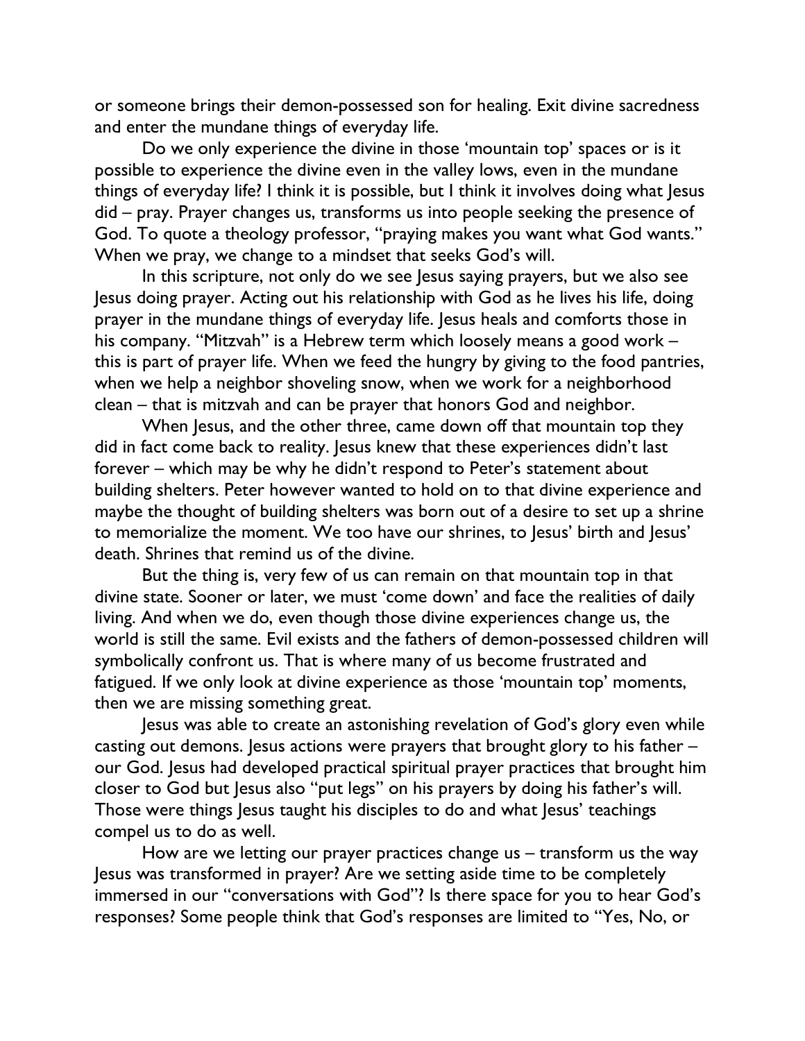or someone brings their demon-possessed son for healing. Exit divine sacredness and enter the mundane things of everyday life.

Do we only experience the divine in those 'mountain top' spaces or is it possible to experience the divine even in the valley lows, even in the mundane things of everyday life? I think it is possible, but I think it involves doing what Jesus did – pray. Prayer changes us, transforms us into people seeking the presence of God. To quote a theology professor, "praying makes you want what God wants." When we pray, we change to a mindset that seeks God's will.

In this scripture, not only do we see Jesus saying prayers, but we also see Jesus doing prayer. Acting out his relationship with God as he lives his life, doing prayer in the mundane things of everyday life. Jesus heals and comforts those in his company. "Mitzvah" is a Hebrew term which loosely means a good work – this is part of prayer life. When we feed the hungry by giving to the food pantries, when we help a neighbor shoveling snow, when we work for a neighborhood clean – that is mitzvah and can be prayer that honors God and neighbor.

When Jesus, and the other three, came down off that mountain top they did in fact come back to reality. Jesus knew that these experiences didn't last forever – which may be why he didn't respond to Peter's statement about building shelters. Peter however wanted to hold on to that divine experience and maybe the thought of building shelters was born out of a desire to set up a shrine to memorialize the moment. We too have our shrines, to Jesus' birth and Jesus' death. Shrines that remind us of the divine.

But the thing is, very few of us can remain on that mountain top in that divine state. Sooner or later, we must 'come down' and face the realities of daily living. And when we do, even though those divine experiences change us, the world is still the same. Evil exists and the fathers of demon-possessed children will symbolically confront us. That is where many of us become frustrated and fatigued. If we only look at divine experience as those 'mountain top' moments, then we are missing something great.

Jesus was able to create an astonishing revelation of God's glory even while casting out demons. Jesus actions were prayers that brought glory to his father – our God. Jesus had developed practical spiritual prayer practices that brought him closer to God but Jesus also "put legs" on his prayers by doing his father's will. Those were things Jesus taught his disciples to do and what Jesus' teachings compel us to do as well.

How are we letting our prayer practices change us – transform us the way Jesus was transformed in prayer? Are we setting aside time to be completely immersed in our "conversations with God"? Is there space for you to hear God's responses? Some people think that God's responses are limited to "Yes, No, or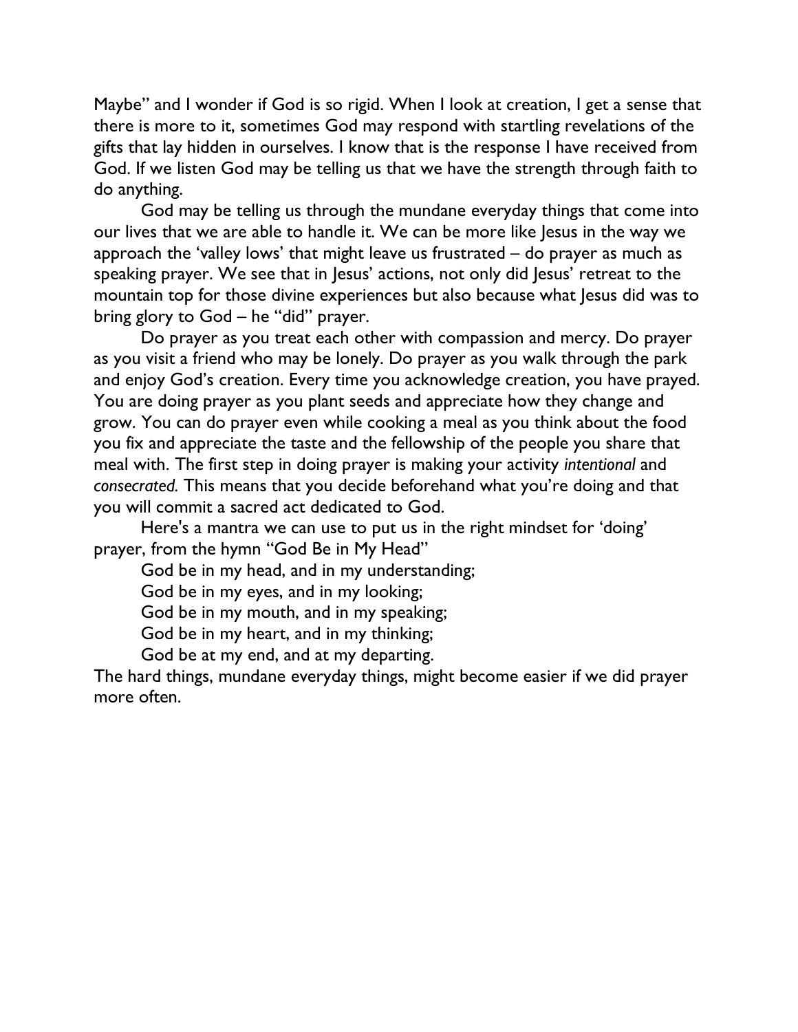Maybe" and I wonder if God is so rigid. When I look at creation, I get a sense that there is more to it, sometimes God may respond with startling revelations of the gifts that lay hidden in ourselves. I know that is the response I have received from God. If we listen God may be telling us that we have the strength through faith to do anything.

God may be telling us through the mundane everyday things that come into our lives that we are able to handle it. We can be more like Jesus in the way we approach the 'valley lows' that might leave us frustrated – do prayer as much as speaking prayer. We see that in Jesus' actions, not only did Jesus' retreat to the mountain top for those divine experiences but also because what Jesus did was to bring glory to God – he "did" prayer.

Do prayer as you treat each other with compassion and mercy. Do prayer as you visit a friend who may be lonely. Do prayer as you walk through the park and enjoy God's creation. Every time you acknowledge creation, you have prayed. You are doing prayer as you plant seeds and appreciate how they change and grow. You can do prayer even while cooking a meal as you think about the food you fix and appreciate the taste and the fellowship of the people you share that meal with. The first step in doing prayer is making your activity *intentional* and *consecrated.* This means that you decide beforehand what you're doing and that you will commit a sacred act dedicated to God.

Here's a mantra we can use to put us in the right mindset for 'doing' prayer, from the hymn "God Be in My Head"

God be in my head, and in my understanding;  
God be in my eyes, and in my looking;  
God be in my mouth, and in my speaking;  
God be in my heart, and in my thinking;  
God be at my end, and at my departing.

The hard things, mundane everyday things, might become easier if we did prayer more often.